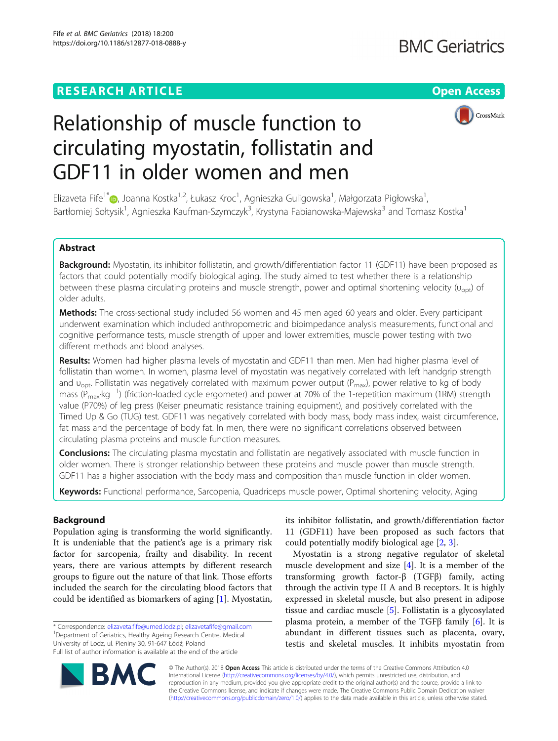**RESEARCH ARTICLE** **Open Access**

# Relationship of muscle function to circulating myostatin, follistatin and GDF11 in older women and men

Elizaveta Fife[1*], Joanna Kostka[1,2], Łukasz Kroc[1], Agnieszka Guligowska[1], Małgorzata Pigłowska[1], Bartłomiej Sołtysik[1], Agnieszka Kaufman-Szymczyk[3], Krystyna Fabianowska-Majewska[3] and Tomasz Kostka[1]

## Abstract

**Background:** Myostatin, its inhibitor follistatin, and growth/differentiation factor 11 (GDF11) have been proposed as factors that could potentially modify biological aging. The study aimed to test whether there is a relationship between these plasma circulating proteins and muscle strength, power and optimal shortening velocity ($\upsilon_{opt}$) of older adults.

**Methods:** The cross-sectional study included 56 women and 45 men aged 60 years and older. Every participant underwent examination which included anthropometric and bioimpedance analysis measurements, functional and cognitive performance tests, muscle strength of upper and lower extremities, muscle power testing with two different methods and blood analyses.

**Results:** Women had higher plasma levels of myostatin and GDF11 than men. Men had higher plasma level of follistatin than women. In women, plasma level of myostatin was negatively correlated with left handgrip strength and $\upsilon_{opt}$. Follistatin was negatively correlated with maximum power output ($P_{max}$), power relative to kg of body mass ($P_{max}{\cdot}kg^{-1}$) (friction-loaded cycle ergometer) and power at 70% of the 1-repetition maximum (1RM) strength value (P70%) of leg press (Keiser pneumatic resistance training equipment), and positively correlated with the Timed Up & Go (TUG) test. GDF11 was negatively correlated with body mass, body mass index, waist circumference, fat mass and the percentage of body fat. In men, there were no significant correlations observed between circulating plasma proteins and muscle function measures.

**Conclusions:** The circulating plasma myostatin and follistatin are negatively associated with muscle function in older women. There is stronger relationship between these proteins and muscle power than muscle strength. GDF11 has a higher association with the body mass and composition than muscle function in older women.

**Keywords:** Functional performance, Sarcopenia, Quadriceps muscle power, Optimal shortening velocity, Aging

## Background

Population aging is transforming the world significantly. It is undeniable that the patient's age is a primary risk factor for sarcopenia, frailty and disability. In recent years, there are various attempts by different research groups to figure out the nature of that link. Those efforts included the search for the circulating blood factors that could be identified as biomarkers of aging [1]. Myostatin, its inhibitor follistatin, and growth/differentiation factor 11 (GDF11) have been proposed as such factors that could potentially modify biological age [2, 3].

Myostatin is a strong negative regulator of skeletal muscle development and size [4]. It is a member of the transforming growth factor-β (TGFβ) family, acting through the activin type II A and B receptors. It is highly expressed in skeletal muscle, but also present in adipose tissue and cardiac muscle [5]. Follistatin is a glycosylated plasma protein, a member of the TGFβ family [6]. It is abundant in different tissues such as placenta, ovary, testis and skeletal muscles. It inhibits myostatin from

\* Correspondence: elizaveta.fife@umed.lodz.pl; elizavetafife@gmail.com
[1]Department of Geriatrics, Healthy Ageing Research Centre, Medical University of Lodz, ul. Pieniny 30, 91-647 Łódź, Poland
Full list of author information is available at the end of the article

© The Author(s). 2018 **Open Access** This article is distributed under the terms of the Creative Commons Attribution 4.0 International License (http://creativecommons.org/licenses/by/4.0/), which permits unrestricted use, distribution, and reproduction in any medium, provided you give appropriate credit to the original author(s) and the source, provide a link to the Creative Commons license, and indicate if changes were made. The Creative Commons Public Domain Dedication waiver (http://creativecommons.org/publicdomain/zero/1.0/) applies to the data made available in this article, unless otherwise stated.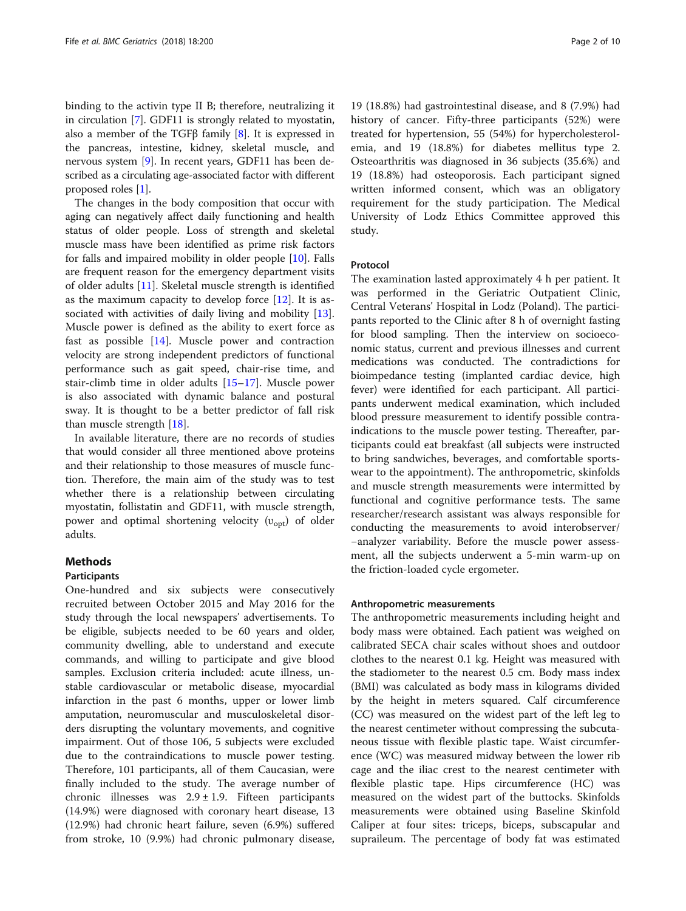binding to the activin type II B; therefore, neutralizing it in circulation [7]. GDF11 is strongly related to myostatin, also a member of the TGFβ family [8]. It is expressed in the pancreas, intestine, kidney, skeletal muscle, and nervous system [9]. In recent years, GDF11 has been described as a circulating age-associated factor with different proposed roles [1].

The changes in the body composition that occur with aging can negatively affect daily functioning and health status of older people. Loss of strength and skeletal muscle mass have been identified as prime risk factors for falls and impaired mobility in older people [10]. Falls are frequent reason for the emergency department visits of older adults [11]. Skeletal muscle strength is identified as the maximum capacity to develop force [12]. It is associated with activities of daily living and mobility [13]. Muscle power is defined as the ability to exert force as fast as possible [14]. Muscle power and contraction velocity are strong independent predictors of functional performance such as gait speed, chair-rise time, and stair-climb time in older adults [15–17]. Muscle power is also associated with dynamic balance and postural sway. It is thought to be a better predictor of fall risk than muscle strength [18].

In available literature, there are no records of studies that would consider all three mentioned above proteins and their relationship to those measures of muscle function. Therefore, the main aim of the study was to test whether there is a relationship between circulating myostatin, follistatin and GDF11, with muscle strength, power and optimal shortening velocity ($\upsilon_{opt}$) of older adults.

## Methods

### Participants

One-hundred and six subjects were consecutively recruited between October 2015 and May 2016 for the study through the local newspapers' advertisements. To be eligible, subjects needed to be 60 years and older, community dwelling, able to understand and execute commands, and willing to participate and give blood samples. Exclusion criteria included: acute illness, unstable cardiovascular or metabolic disease, myocardial infarction in the past 6 months, upper or lower limb amputation, neuromuscular and musculoskeletal disorders disrupting the voluntary movements, and cognitive impairment. Out of those 106, 5 subjects were excluded due to the contraindications to muscle power testing. Therefore, 101 participants, all of them Caucasian, were finally included to the study. The average number of chronic illnesses was 2.9 ± 1.9. Fifteen participants (14.9%) were diagnosed with coronary heart disease, 13 (12.9%) had chronic heart failure, seven (6.9%) suffered from stroke, 10 (9.9%) had chronic pulmonary disease, 19 (18.8%) had gastrointestinal disease, and 8 (7.9%) had history of cancer. Fifty-three participants (52%) were treated for hypertension, 55 (54%) for hypercholesterolemia, and 19 (18.8%) for diabetes mellitus type 2. Osteoarthritis was diagnosed in 36 subjects (35.6%) and 19 (18.8%) had osteoporosis. Each participant signed written informed consent, which was an obligatory requirement for the study participation. The Medical University of Lodz Ethics Committee approved this study.

### Protocol

The examination lasted approximately 4 h per patient. It was performed in the Geriatric Outpatient Clinic, Central Veterans' Hospital in Lodz (Poland). The participants reported to the Clinic after 8 h of overnight fasting for blood sampling. Then the interview on socioeconomic status, current and previous illnesses and current medications was conducted. The contradictions for bioimpedance testing (implanted cardiac device, high fever) were identified for each participant. All participants underwent medical examination, which included blood pressure measurement to identify possible contraindications to the muscle power testing. Thereafter, participants could eat breakfast (all subjects were instructed to bring sandwiches, beverages, and comfortable sportswear to the appointment). The anthropometric, skinfolds and muscle strength measurements were intermitted by functional and cognitive performance tests. The same researcher/research assistant was always responsible for conducting the measurements to avoid interobserver/–analyzer variability. Before the muscle power assessment, all the subjects underwent a 5-min warm-up on the friction-loaded cycle ergometer.

### Anthropometric measurements

The anthropometric measurements including height and body mass were obtained. Each patient was weighed on calibrated SECA chair scales without shoes and outdoor clothes to the nearest 0.1 kg. Height was measured with the stadiometer to the nearest 0.5 cm. Body mass index (BMI) was calculated as body mass in kilograms divided by the height in meters squared. Calf circumference (CC) was measured on the widest part of the left leg to the nearest centimeter without compressing the subcutaneous tissue with flexible plastic tape. Waist circumference (WC) was measured midway between the lower rib cage and the iliac crest to the nearest centimeter with flexible plastic tape. Hips circumference (HC) was measured on the widest part of the buttocks. Skinfolds measurements were obtained using Baseline Skinfold Caliper at four sites: triceps, biceps, subscapular and suprailеum. The percentage of body fat was estimated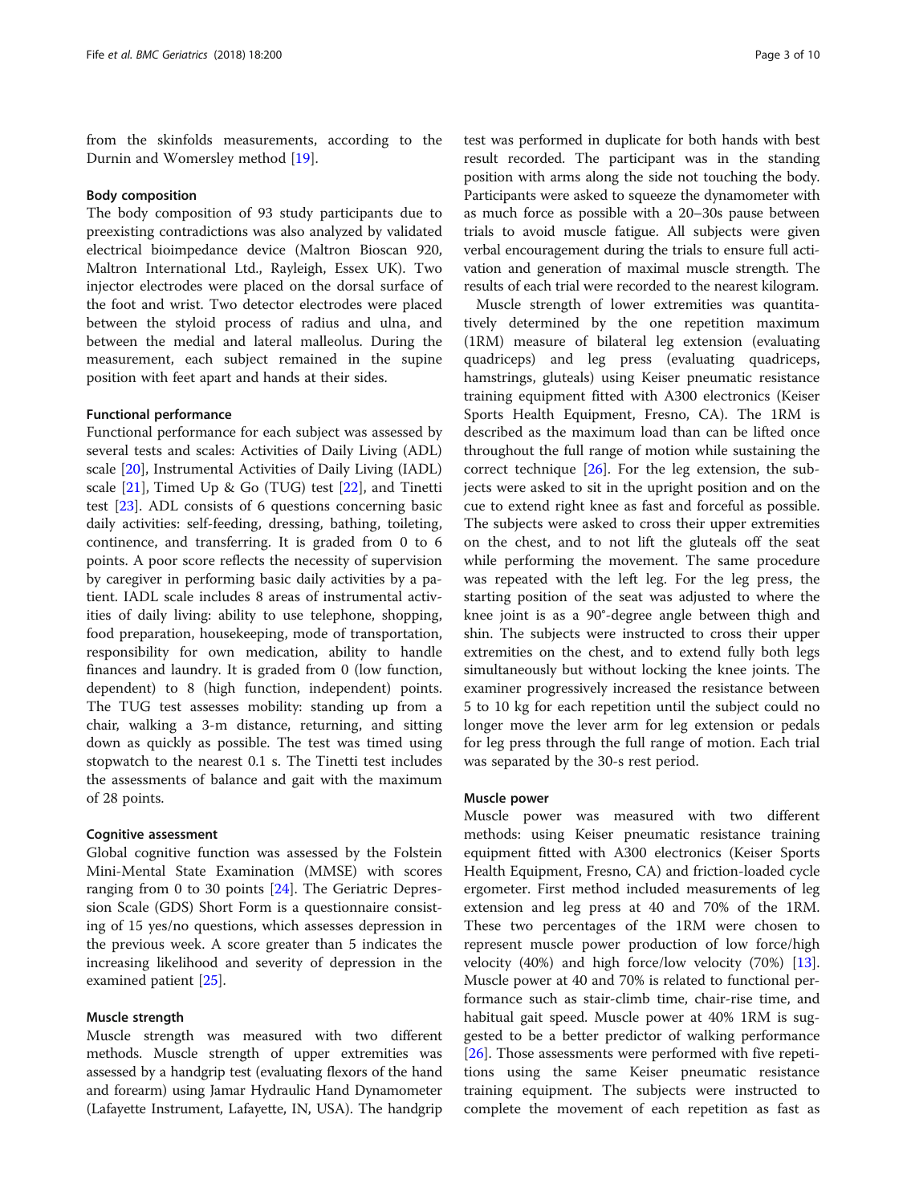from the skinfolds measurements, according to the Durnin and Womersley method [19].

### Body composition

The body composition of 93 study participants due to preexisting contradictions was also analyzed by validated electrical bioimpedance device (Maltron Bioscan 920, Maltron International Ltd., Rayleigh, Essex UK). Two injector electrodes were placed on the dorsal surface of the foot and wrist. Two detector electrodes were placed between the styloid process of radius and ulna, and between the medial and lateral malleolus. During the measurement, each subject remained in the supine position with feet apart and hands at their sides.

### Functional performance

Functional performance for each subject was assessed by several tests and scales: Activities of Daily Living (ADL) scale [20], Instrumental Activities of Daily Living (IADL) scale [21], Timed Up & Go (TUG) test [22], and Tinetti test [23]. ADL consists of 6 questions concerning basic daily activities: self-feeding, dressing, bathing, toileting, continence, and transferring. It is graded from 0 to 6 points. A poor score reflects the necessity of supervision by caregiver in performing basic daily activities by a patient. IADL scale includes 8 areas of instrumental activities of daily living: ability to use telephone, shopping, food preparation, housekeeping, mode of transportation, responsibility for own medication, ability to handle finances and laundry. It is graded from 0 (low function, dependent) to 8 (high function, independent) points. The TUG test assesses mobility: standing up from a chair, walking a 3-m distance, returning, and sitting down as quickly as possible. The test was timed using stopwatch to the nearest 0.1 s. The Tinetti test includes the assessments of balance and gait with the maximum of 28 points.

### Cognitive assessment

Global cognitive function was assessed by the Folstein Mini-Mental State Examination (MMSE) with scores ranging from 0 to 30 points [24]. The Geriatric Depression Scale (GDS) Short Form is a questionnaire consisting of 15 yes/no questions, which assesses depression in the previous week. A score greater than 5 indicates the increasing likelihood and severity of depression in the examined patient [25].

### Muscle strength

Muscle strength was measured with two different methods. Muscle strength of upper extremities was assessed by a handgrip test (evaluating flexors of the hand and forearm) using Jamar Hydraulic Hand Dynamometer (Lafayette Instrument, Lafayette, IN, USA). The handgrip test was performed in duplicate for both hands with best result recorded. The participant was in the standing position with arms along the side not touching the body. Participants were asked to squeeze the dynamometer with as much force as possible with a 20–30s pause between trials to avoid muscle fatigue. All subjects were given verbal encouragement during the trials to ensure full activation and generation of maximal muscle strength. The results of each trial were recorded to the nearest kilogram.

Muscle strength of lower extremities was quantitatively determined by the one repetition maximum (1RM) measure of bilateral leg extension (evaluating quadriceps) and leg press (evaluating quadriceps, hamstrings, gluteals) using Keiser pneumatic resistance training equipment fitted with A300 electronics (Keiser Sports Health Equipment, Fresno, CA). The 1RM is described as the maximum load than can be lifted once throughout the full range of motion while sustaining the correct technique [26]. For the leg extension, the subjects were asked to sit in the upright position and on the cue to extend right knee as fast and forceful as possible. The subjects were asked to cross their upper extremities on the chest, and to not lift the gluteals off the seat while performing the movement. The same procedure was repeated with the left leg. For the leg press, the starting position of the seat was adjusted to where the knee joint is as a 90°-degree angle between thigh and shin. The subjects were instructed to cross their upper extremities on the chest, and to extend fully both legs simultaneously but without locking the knee joints. The examiner progressively increased the resistance between 5 to 10 kg for each repetition until the subject could no longer move the lever arm for leg extension or pedals for leg press through the full range of motion. Each trial was separated by the 30-s rest period.

### Muscle power

Muscle power was measured with two different methods: using Keiser pneumatic resistance training equipment fitted with A300 electronics (Keiser Sports Health Equipment, Fresno, CA) and friction-loaded cycle ergometer. First method included measurements of leg extension and leg press at 40 and 70% of the 1RM. These two percentages of the 1RM were chosen to represent muscle power production of low force/high velocity (40%) and high force/low velocity (70%) [13]. Muscle power at 40 and 70% is related to functional performance such as stair-climb time, chair-rise time, and habitual gait speed. Muscle power at 40% 1RM is suggested to be a better predictor of walking performance [26]. Those assessments were performed with five repetitions using the same Keiser pneumatic resistance training equipment. The subjects were instructed to complete the movement of each repetition as fast as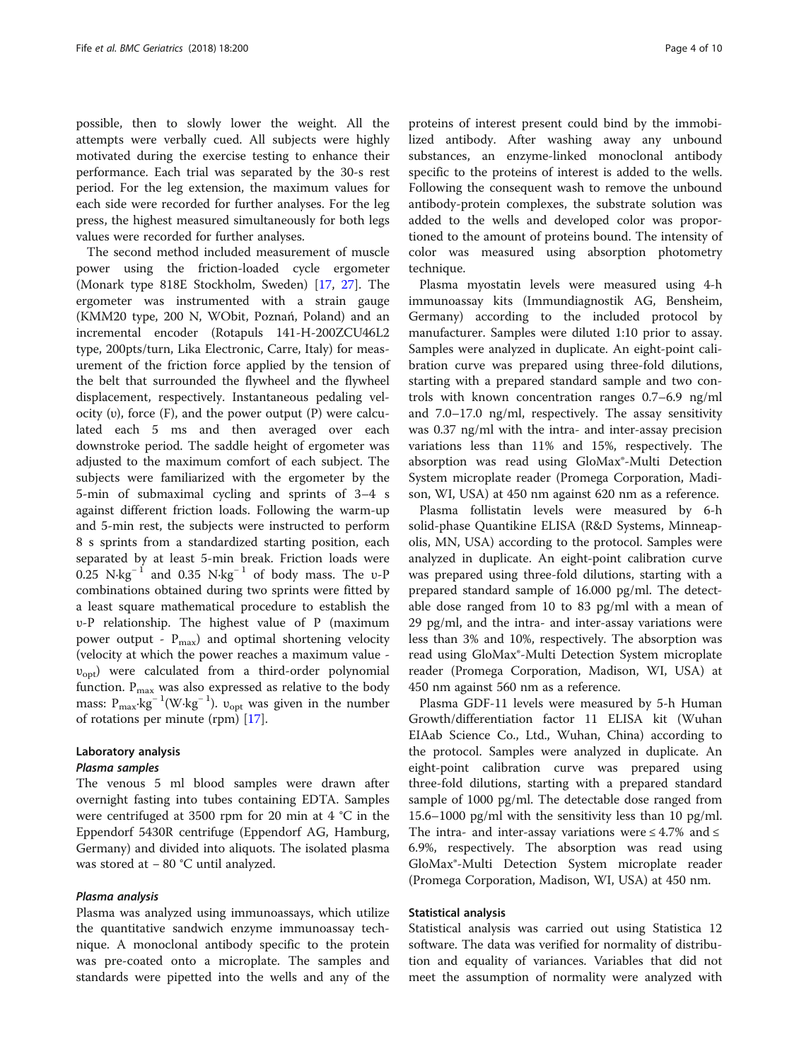possible, then to slowly lower the weight. All the attempts were verbally cued. All subjects were highly motivated during the exercise testing to enhance their performance. Each trial was separated by the 30-s rest period. For the leg extension, the maximum values for each side were recorded for further analyses. For the leg press, the highest measured simultaneously for both legs values were recorded for further analyses.

The second method included measurement of muscle power using the friction-loaded cycle ergometer (Monark type 818E Stockholm, Sweden) [17, 27]. The ergometer was instrumented with a strain gauge (KMM20 type, 200 N, WObit, Poznań, Poland) and an incremental encoder (Rotapuls 141-H-200ZCU46L2 type, 200pts/turn, Lika Electronic, Carre, Italy) for measurement of the friction force applied by the tension of the belt that surrounded the flywheel and the flywheel displacement, respectively. Instantaneous pedaling velocity ($\upsilon$), force (F), and the power output (P) were calculated each 5 ms and then averaged over each downstroke period. The saddle height of ergometer was adjusted to the maximum comfort of each subject. The subjects were familiarized with the ergometer by the 5-min of submaximal cycling and sprints of 3–4 s against different friction loads. Following the warm-up and 5-min rest, the subjects were instructed to perform 8 s sprints from a standardized starting position, each separated by at least 5-min break. Friction loads were 0.25 $N{\cdot}kg^{-1}$ and 0.35 $N{\cdot}kg^{-1}$ of body mass. The $\upsilon$-P combinations obtained during two sprints were fitted by a least square mathematical procedure to establish the $\upsilon$-P relationship. The highest value of P (maximum power output - $P_{max}$) and optimal shortening velocity (velocity at which the power reaches a maximum value - $\upsilon_{opt}$) were calculated from a third-order polynomial function. $P_{max}$ was also expressed as relative to the body mass: $P_{max}{\cdot}kg^{-1}$($W{\cdot}kg^{-1}$). $\upsilon_{opt}$ was given in the number of rotations per minute (rpm) [17].

## Laboratory analysis

### *Plasma samples*

The venous 5 ml blood samples were drawn after overnight fasting into tubes containing EDTA. Samples were centrifuged at 3500 rpm for 20 min at 4 °C in the Eppendorf 5430R centrifuge (Eppendorf AG, Hamburg, Germany) and divided into aliquots. The isolated plasma was stored at − 80 °C until analyzed.

### *Plasma analysis*

Plasma was analyzed using immunoassays, which utilize the quantitative sandwich enzyme immunoassay technique. A monoclonal antibody specific to the protein was pre-coated onto a microplate. The samples and standards were pipetted into the wells and any of the proteins of interest present could bind by the immobilized antibody. After washing away any unbound substances, an enzyme-linked monoclonal antibody specific to the proteins of interest is added to the wells. Following the consequent wash to remove the unbound antibody-protein complexes, the substrate solution was added to the wells and developed color was proportioned to the amount of proteins bound. The intensity of color was measured using absorption photometry technique.

Plasma myostatin levels were measured using 4-h immunoassay kits (Immundiagnostik AG, Bensheim, Germany) according to the included protocol by manufacturer. Samples were diluted 1:10 prior to assay. Samples were analyzed in duplicate. An eight-point calibration curve was prepared using three-fold dilutions, starting with a prepared standard sample and two controls with known concentration ranges 0.7–6.9 ng/ml and 7.0–17.0 ng/ml, respectively. The assay sensitivity was 0.37 ng/ml with the intra- and inter-assay precision variations less than 11% and 15%, respectively. The absorption was read using GloMax®-Multi Detection System microplate reader (Promega Corporation, Madison, WI, USA) at 450 nm against 620 nm as a reference.

Plasma follistatin levels were measured by 6-h solid-phase Quantikine ELISA (R&D Systems, Minneapolis, MN, USA) according to the protocol. Samples were analyzed in duplicate. An eight-point calibration curve was prepared using three-fold dilutions, starting with a prepared standard sample of 16.000 pg/ml. The detectable dose ranged from 10 to 83 pg/ml with a mean of 29 pg/ml, and the intra- and inter-assay variations were less than 3% and 10%, respectively. The absorption was read using GloMax®-Multi Detection System microplate reader (Promega Corporation, Madison, WI, USA) at 450 nm against 560 nm as a reference.

Plasma GDF-11 levels were measured by 5-h Human Growth/differentiation factor 11 ELISA kit (Wuhan EIAab Science Co., Ltd., Wuhan, China) according to the protocol. Samples were analyzed in duplicate. An eight-point calibration curve was prepared using three-fold dilutions, starting with a prepared standard sample of 1000 pg/ml. The detectable dose ranged from 15.6–1000 pg/ml with the sensitivity less than 10 pg/ml. The intra- and inter-assay variations were ≤ 4.7% and ≤ 6.9%, respectively. The absorption was read using GloMax®-Multi Detection System microplate reader (Promega Corporation, Madison, WI, USA) at 450 nm.

## Statistical analysis

Statistical analysis was carried out using Statistica 12 software. The data was verified for normality of distribution and equality of variances. Variables that did not meet the assumption of normality were analyzed with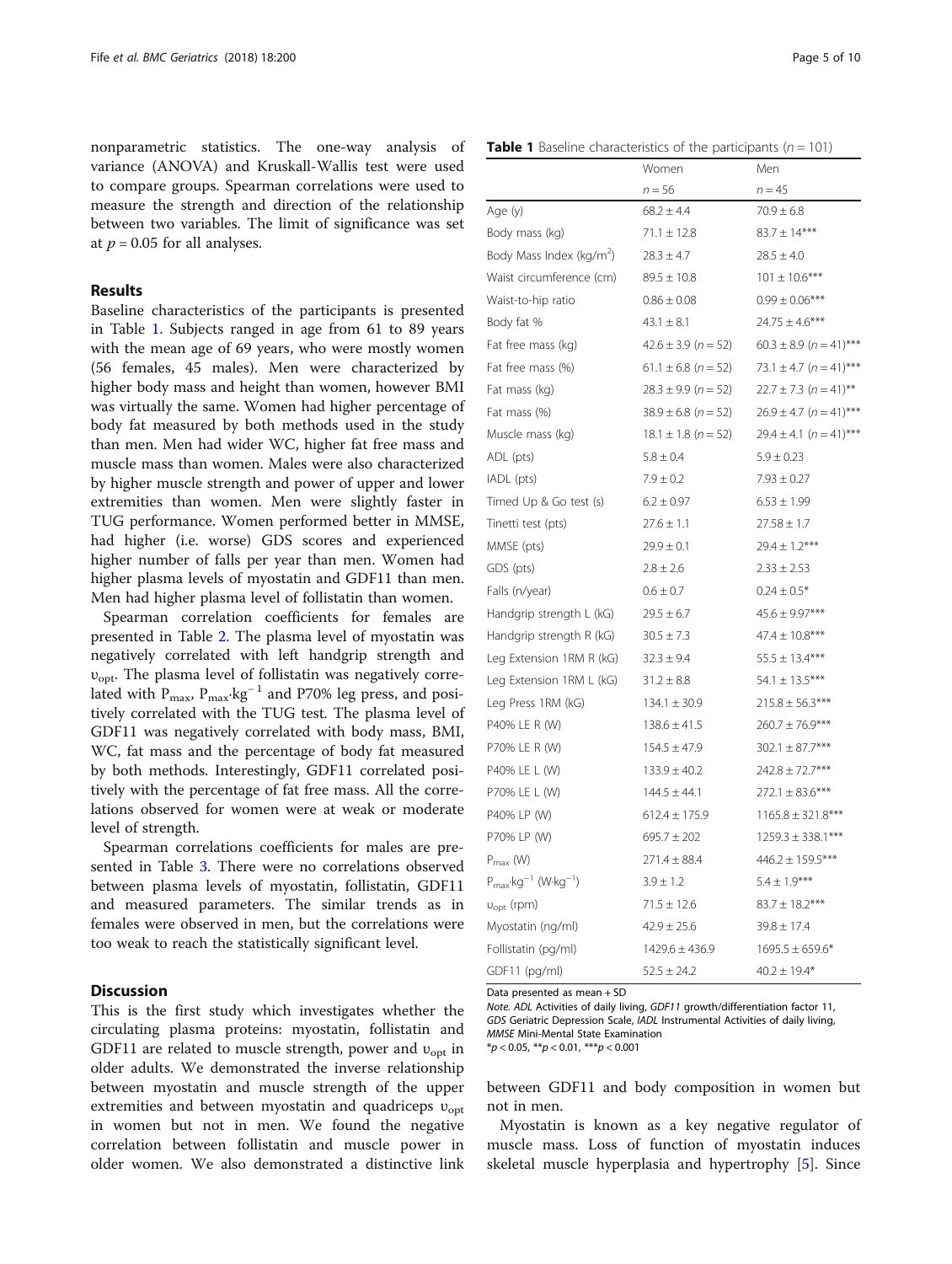nonparametric statistics. The one-way analysis of variance (ANOVA) and Kruskall-Wallis test were used to compare groups. Spearman correlations were used to measure the strength and direction of the relationship between two variables. The limit of significance was set at $p = 0.05$ for all analyses.

## Results

Baseline characteristics of the participants is presented in Table 1. Subjects ranged in age from 61 to 89 years with the mean age of 69 years, who were mostly women (56 females, 45 males). Men were characterized by higher body mass and height than women, however BMI was virtually the same. Women had higher percentage of body fat measured by both methods used in the study than men. Men had wider WC, higher fat free mass and muscle mass than women. Males were also characterized by higher muscle strength and power of upper and lower extremities than women. Men were slightly faster in TUG performance. Women performed better in MMSE, had higher (i.e. worse) GDS scores and experienced higher number of falls per year than men. Women had higher plasma levels of myostatin and GDF11 than men. Men had higher plasma level of follistatin than women.

Spearman correlation coefficients for females are presented in Table 2. The plasma level of myostatin was negatively correlated with left handgrip strength and $\upsilon_{opt}$. The plasma level of follistatin was negatively correlated with $P_{max}$, $P_{max} \cdot kg^{-1}$ and P70% leg press, and positively correlated with the TUG test. The plasma level of GDF11 was negatively correlated with body mass, BMI, WC, fat mass and the percentage of body fat measured by both methods. Interestingly, GDF11 correlated positively with the percentage of fat free mass. All the correlations observed for women were at weak or moderate level of strength.

Spearman correlations coefficients for males are presented in Table 3. There were no correlations observed between plasma levels of myostatin, follistatin, GDF11 and measured parameters. The similar trends as in females were observed in men, but the correlations were too weak to reach the statistically significant level.

**Table 1** Baseline characteristics of the participants ($n = 101$)

| | Women | Men |
|---|---|---|
| | $n = 56$ | $n = 45$ |
| Age (y) | 68.2 ± 4.4 | 70.9 ± 6.8 |
| Body mass (kg) | 71.1 ± 12.8 | 83.7 ± 14*** |
| Body Mass Index (kg/m$^2$) | 28.3 ± 4.7 | 28.5 ± 4.0 |
| Waist circumference (cm) | 89.5 ± 10.8 | 101 ± 10.6*** |
| Waist-to-hip ratio | 0.86 ± 0.08 | 0.99 ± 0.06*** |
| Body fat % | 43.1 ± 8.1 | 24.75 ± 4.6*** |
| Fat free mass (kg) | 42.6 ± 3.9 ($n = 52$) | 60.3 ± 8.9 ($n = 41$)*** |
| Fat free mass (%) | 61.1 ± 6.8 ($n = 52$) | 73.1 ± 4.7 ($n = 41$)*** |
| Fat mass (kg) | 28.3 ± 9.9 ($n = 52$) | 22.7 ± 7.3 ($n = 41$)** |
| Fat mass (%) | 38.9 ± 6.8 ($n = 52$) | 26.9 ± 4.7 ($n = 41$)*** |
| Muscle mass (kg) | 18.1 ± 1.8 ($n = 52$) | 29.4 ± 4.1 ($n = 41$)*** |
| ADL (pts) | 5.8 ± 0.4 | 5.9 ± 0.23 |
| IADL (pts) | 7.9 ± 0.2 | 7.93 ± 0.27 |
| Timed Up & Go test (s) | 6.2 ± 0.97 | 6.53 ± 1.99 |
| Tinetti test (pts) | 27.6 ± 1.1 | 27.58 ± 1.7 |
| MMSE (pts) | 29.9 ± 0.1 | 29.4 ± 1.2*** |
| GDS (pts) | 2.8 ± 2.6 | 2.33 ± 2.53 |
| Falls (n/year) | 0.6 ± 0.7 | 0.24 ± 0.5* |
| Handgrip strength L (kG) | 29.5 ± 6.7 | 45.6 ± 9.97*** |
| Handgrip strength R (kG) | 30.5 ± 7.3 | 47.4 ± 10.8*** |
| Leg Extension 1RM R (kG) | 32.3 ± 9.4 | 55.5 ± 13.4*** |
| Leg Extension 1RM L (kG) | 31.2 ± 8.8 | 54.1 ± 13.5*** |
| Leg Press 1RM (kG) | 134.1 ± 30.9 | 215.8 ± 56.3*** |
| P40% LE R (W) | 138.6 ± 41.5 | 260.7 ± 76.9*** |
| P70% LE R (W) | 154.5 ± 47.9 | 302.1 ± 87.7*** |
| P40% LE L (W) | 133.9 ± 40.2 | 242.8 ± 72.7*** |
| P70% LE L (W) | 144.5 ± 44.1 | 272.1 ± 83.6*** |
| P40% LP (W) | 612.4 ± 175.9 | 1165.8 ± 321.8*** |
| P70% LP (W) | 695.7 ± 202 | 1259.3 ± 338.1*** |
| $P_{max}$ (W) | 271.4 ± 88.4 | 446.2 ± 159.5*** |
| $P_{max} \cdot kg^{-1}$ ($W \cdot kg^{-1}$) | 3.9 ± 1.2 | 5.4 ± 1.9*** |
| $\upsilon_{opt}$ (rpm) | 71.5 ± 12.6 | 83.7 ± 18.2*** |
| Myostatin (ng/ml) | 42.9 ± 25.6 | 39.8 ± 17.4 |
| Follistatin (pg/ml) | 1429.6 ± 436.9 | 1695.5 ± 659.6* |
| GDF11 (pg/ml) | 52.5 ± 24.2 | 40.2 ± 19.4* |

Data presented as mean + SD

*Note. ADL* Activities of daily living, *GDF11* growth/differentiation factor 11, *GDS* Geriatric Depression Scale, *IADL* Instrumental Activities of daily living, *MMSE* Mini-Mental State Examination
*$p < 0.05$, **$p < 0.01$, ***$p < 0.001$

## Discussion

This is the first study which investigates whether the circulating plasma proteins: myostatin, follistatin and GDF11 are related to muscle strength, power and $\upsilon_{opt}$ in older adults. We demonstrated the inverse relationship between myostatin and muscle strength of the upper extremities and between myostatin and quadriceps $\upsilon_{opt}$ in women but not in men. We found the negative correlation between follistatin and muscle power in older women. We also demonstrated a distinctive link between GDF11 and body composition in women but not in men.

Myostatin is known as a key negative regulator of muscle mass. Loss of function of myostatin induces skeletal muscle hyperplasia and hypertrophy [5]. Since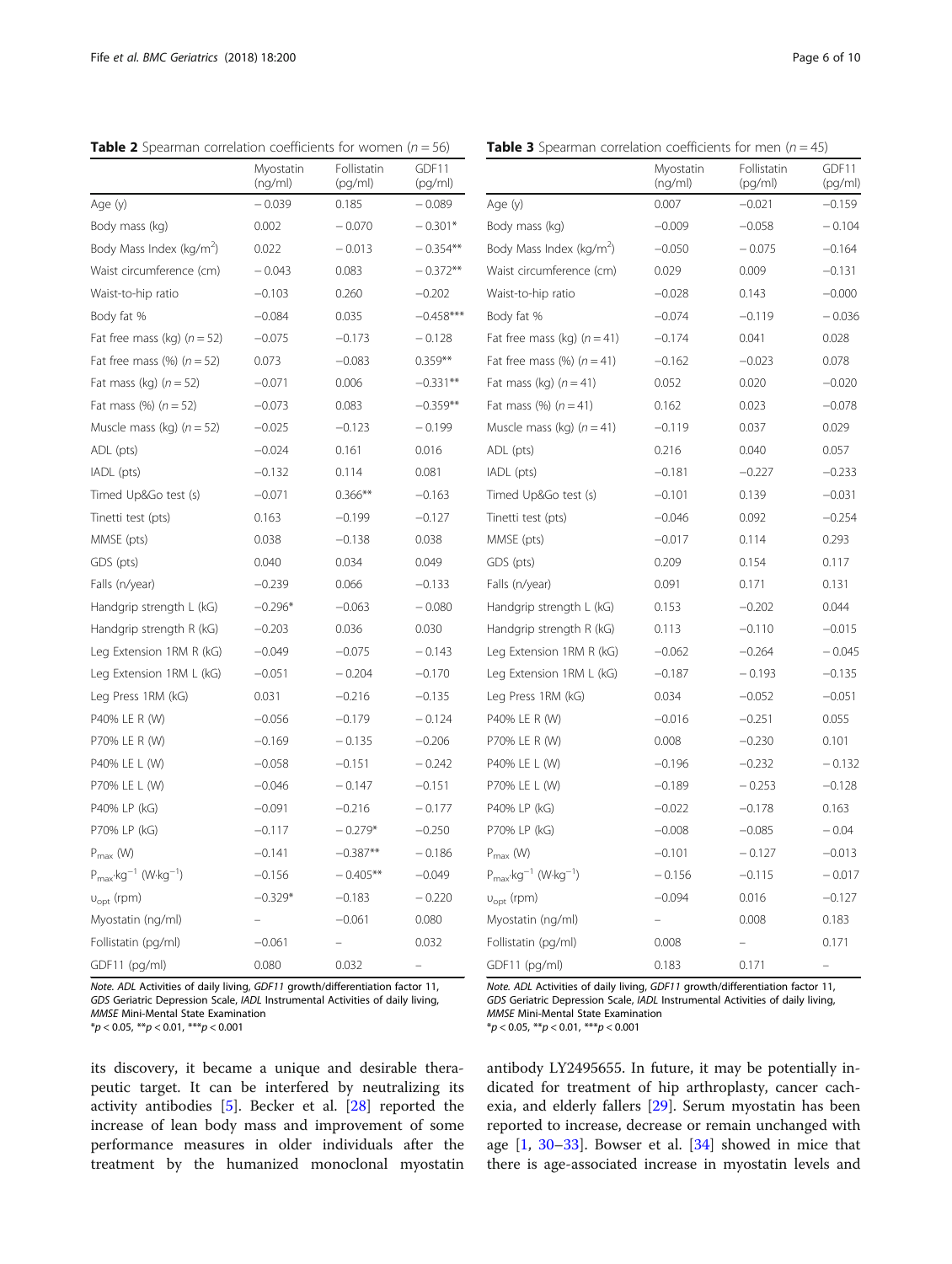**Table 2** Spearman correlation coefficients for women ($n = 56$)

| | Myostatin (ng/ml) | Follistatin (pg/ml) | GDF11 (pg/ml) |
|---|---|---|---|
| Age (y) | −0.039 | 0.185 | −0.089 |
| Body mass (kg) | 0.002 | −0.070 | −0.301* |
| Body Mass Index (kg/m$^2$) | 0.022 | −0.013 | −0.354** |
| Waist circumference (cm) | −0.043 | 0.083 | −0.372** |
| Waist-to-hip ratio | −0.103 | 0.260 | −0.202 |
| Body fat % | −0.084 | 0.035 | −0.458*** |
| Fat free mass (kg) ($n = 52$) | −0.075 | −0.173 | −0.128 |
| Fat free mass (%) ($n = 52$) | 0.073 | −0.083 | 0.359** |
| Fat mass (kg) ($n = 52$) | −0.071 | 0.006 | −0.331** |
| Fat mass (%) ($n = 52$) | −0.073 | 0.083 | −0.359** |
| Muscle mass (kg) ($n = 52$) | −0.025 | −0.123 | −0.199 |
| ADL (pts) | −0.024 | 0.161 | 0.016 |
| IADL (pts) | −0.132 | 0.114 | 0.081 |
| Timed Up&Go test (s) | −0.071 | 0.366** | −0.163 |
| Tinetti test (pts) | 0.163 | −0.199 | −0.127 |
| MMSE (pts) | 0.038 | −0.138 | 0.038 |
| GDS (pts) | 0.040 | 0.034 | 0.049 |
| Falls (n/year) | −0.239 | 0.066 | −0.133 |
| Handgrip strength L (kG) | −0.296* | −0.063 | −0.080 |
| Handgrip strength R (kG) | −0.203 | 0.036 | 0.030 |
| Leg Extension 1RM R (kG) | −0.049 | −0.075 | −0.143 |
| Leg Extension 1RM L (kG) | −0.051 | −0.204 | −0.170 |
| Leg Press 1RM (kG) | 0.031 | −0.216 | −0.135 |
| P40% LE R (W) | −0.056 | −0.179 | −0.124 |
| P70% LE R (W) | −0.169 | −0.135 | −0.206 |
| P40% LE L (W) | −0.058 | −0.151 | −0.242 |
| P70% LE L (W) | −0.046 | −0.147 | −0.151 |
| P40% LP (kG) | −0.091 | −0.216 | −0.177 |
| P70% LP (kG) | −0.117 | −0.279* | −0.250 |
| $P_{max}$ (W) | −0.141 | −0.387** | −0.186 |
| $P_{max}{\cdot}kg^{-1}$ ($W{\cdot}kg^{-1}$) | −0.156 | −0.405** | −0.049 |
| $\upsilon_{opt}$ (rpm) | −0.329* | −0.183 | −0.220 |
| Myostatin (ng/ml) | – | −0.061 | 0.080 |
| Follistatin (pg/ml) | −0.061 | – | 0.032 |
| GDF11 (pg/ml) | 0.080 | 0.032 | – |

*Note. ADL* Activities of daily living, *GDF11* growth/differentiation factor 11, *GDS* Geriatric Depression Scale, *IADL* Instrumental Activities of daily living, *MMSE* Mini-Mental State Examination
*$p < 0.05$, **$p < 0.01$, ***$p < 0.001$

**Table 3** Spearman correlation coefficients for men ($n = 45$)

| | Myostatin (ng/ml) | Follistatin (pg/ml) | GDF11 (pg/ml) |
|---|---|---|---|
| Age (y) | 0.007 | −0.021 | −0.159 |
| Body mass (kg) | −0.009 | −0.058 | −0.104 |
| Body Mass Index (kg/m$^2$) | −0.050 | −0.075 | −0.164 |
| Waist circumference (cm) | 0.029 | 0.009 | −0.131 |
| Waist-to-hip ratio | −0.028 | 0.143 | −0.000 |
| Body fat % | −0.074 | −0.119 | −0.036 |
| Fat free mass (kg) ($n = 41$) | −0.174 | 0.041 | 0.028 |
| Fat free mass (%) ($n = 41$) | −0.162 | −0.023 | 0.078 |
| Fat mass (kg) ($n = 41$) | 0.052 | 0.020 | −0.020 |
| Fat mass (%) ($n = 41$) | 0.162 | 0.023 | −0.078 |
| Muscle mass (kg) ($n = 41$) | −0.119 | 0.037 | 0.029 |
| ADL (pts) | 0.216 | 0.040 | 0.057 |
| IADL (pts) | −0.181 | −0.227 | −0.233 |
| Timed Up&Go test (s) | −0.101 | 0.139 | −0.031 |
| Tinetti test (pts) | −0.046 | 0.092 | −0.254 |
| MMSE (pts) | −0.017 | 0.114 | 0.293 |
| GDS (pts) | 0.209 | 0.154 | 0.117 |
| Falls (n/year) | 0.091 | 0.171 | 0.131 |
| Handgrip strength L (kG) | 0.153 | −0.202 | 0.044 |
| Handgrip strength R (kG) | 0.113 | −0.110 | −0.015 |
| Leg Extension 1RM R (kG) | −0.062 | −0.264 | −0.045 |
| Leg Extension 1RM L (kG) | −0.187 | −0.193 | −0.135 |
| Leg Press 1RM (kG) | 0.034 | −0.052 | −0.051 |
| P40% LE R (W) | −0.016 | −0.251 | 0.055 |
| P70% LE R (W) | 0.008 | −0.230 | 0.101 |
| P40% LE L (W) | −0.196 | −0.232 | −0.132 |
| P70% LE L (W) | −0.189 | −0.253 | −0.128 |
| P40% LP (kG) | −0.022 | −0.178 | 0.163 |
| P70% LP (kG) | −0.008 | −0.085 | −0.04 |
| $P_{max}$ (W) | −0.101 | −0.127 | −0.013 |
| $P_{max}{\cdot}kg^{-1}$ ($W{\cdot}kg^{-1}$) | −0.156 | −0.115 | −0.017 |
| $\upsilon_{opt}$ (rpm) | −0.094 | 0.016 | −0.127 |
| Myostatin (ng/ml) | – | 0.008 | 0.183 |
| Follistatin (pg/ml) | 0.008 | – | 0.171 |
| GDF11 (pg/ml) | 0.183 | 0.171 | – |

*Note. ADL* Activities of daily living, *GDF11* growth/differentiation factor 11, *GDS* Geriatric Depression Scale, *IADL* Instrumental Activities of daily living, *MMSE* Mini-Mental State Examination
*$p < 0.05$, **$p < 0.01$, ***$p < 0.001$

its discovery, it became a unique and desirable therapeutic target. It can be interfered by neutralizing its activity antibodies [5]. Becker et al. [28] reported the increase of lean body mass and improvement of some performance measures in older individuals after the treatment by the humanized monoclonal myostatin antibody LY2495655. In future, it may be potentially indicated for treatment of hip arthroplasty, cancer cachexia, and elderly fallers [29]. Serum myostatin has been reported to increase, decrease or remain unchanged with age [1, 30–33]. Bowser et al. [34] showed in mice that there is age-associated increase in myostatin levels and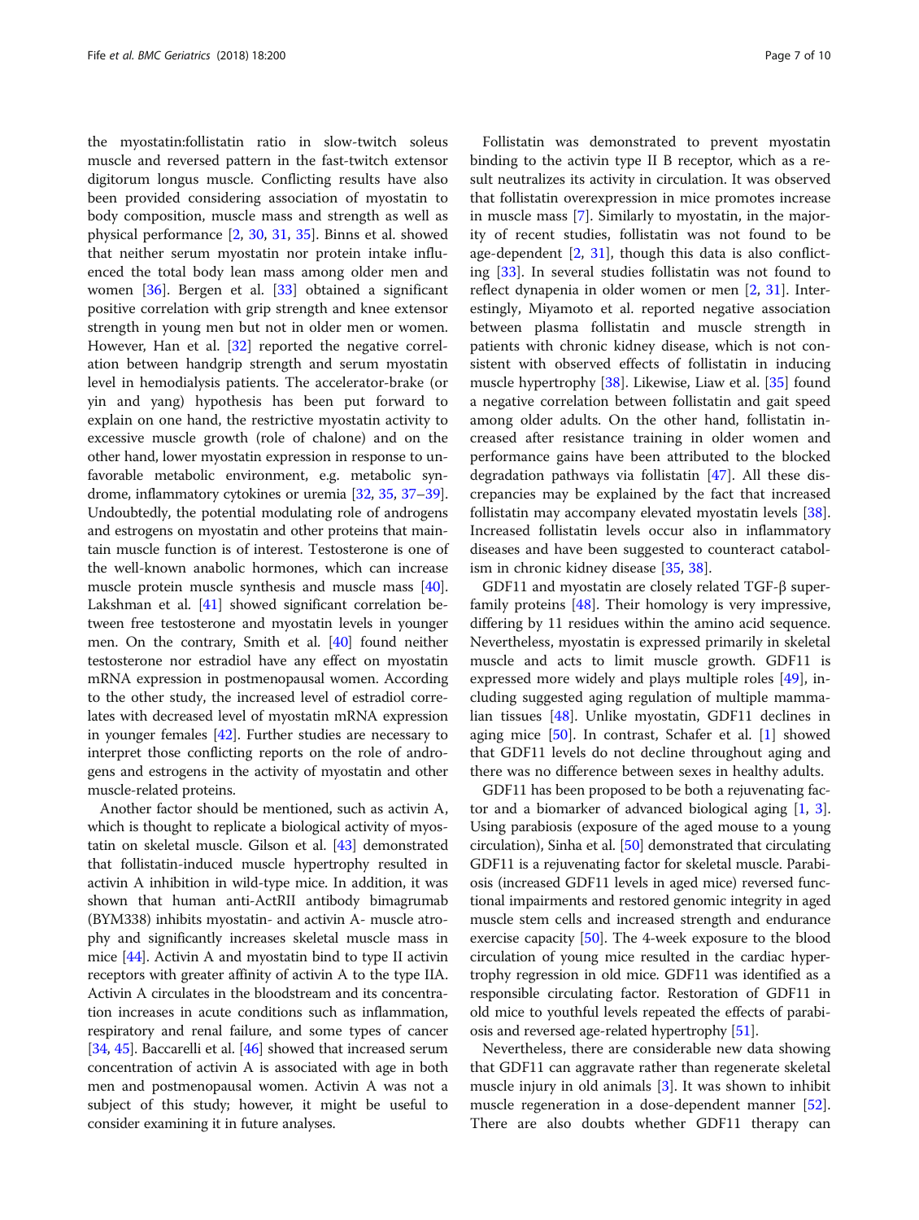the myostatin:follistatin ratio in slow-twitch soleus muscle and reversed pattern in the fast-twitch extensor digitorum longus muscle. Conflicting results have also been provided considering association of myostatin to body composition, muscle mass and strength as well as physical performance [2, 30, 31, 35]. Binns et al. showed that neither serum myostatin nor protein intake influenced the total body lean mass among older men and women [36]. Bergen et al. [33] obtained a significant positive correlation with grip strength and knee extensor strength in young men but not in older men or women. However, Han et al. [32] reported the negative correlation between handgrip strength and serum myostatin level in hemodialysis patients. The accelerator-brake (or yin and yang) hypothesis has been put forward to explain on one hand, the restrictive myostatin activity to excessive muscle growth (role of chalone) and on the other hand, lower myostatin expression in response to unfavorable metabolic environment, e.g. metabolic syndrome, inflammatory cytokines or uremia [32, 35, 37–39]. Undoubtedly, the potential modulating role of androgens and estrogens on myostatin and other proteins that maintain muscle function is of interest. Testosterone is one of the well-known anabolic hormones, which can increase muscle protein muscle synthesis and muscle mass [40]. Lakshman et al. [41] showed significant correlation between free testosterone and myostatin levels in younger men. On the contrary, Smith et al. [40] found neither testosterone nor estradiol have any effect on myostatin mRNA expression in postmenopausal women. According to the other study, the increased level of estradiol correlates with decreased level of myostatin mRNA expression in younger females [42]. Further studies are necessary to interpret those conflicting reports on the role of androgens and estrogens in the activity of myostatin and other muscle-related proteins.

Another factor should be mentioned, such as activin A, which is thought to replicate a biological activity of myostatin on skeletal muscle. Gilson et al. [43] demonstrated that follistatin-induced muscle hypertrophy resulted in activin A inhibition in wild-type mice. In addition, it was shown that human anti-ActRII antibody bimagrumab (BYM338) inhibits myostatin- and activin A- muscle atrophy and significantly increases skeletal muscle mass in mice [44]. Activin A and myostatin bind to type II activin receptors with greater affinity of activin A to the type IIA. Activin A circulates in the bloodstream and its concentration increases in acute conditions such as inflammation, respiratory and renal failure, and some types of cancer [34, 45]. Baccarelli et al. [46] showed that increased serum concentration of activin A is associated with age in both men and postmenopausal women. Activin A was not a subject of this study; however, it might be useful to consider examining it in future analyses.

Follistatin was demonstrated to prevent myostatin binding to the activin type II B receptor, which as a result neutralizes its activity in circulation. It was observed that follistatin overexpression in mice promotes increase in muscle mass [7]. Similarly to myostatin, in the majority of recent studies, follistatin was not found to be age-dependent [2, 31], though this data is also conflicting [33]. In several studies follistatin was not found to reflect dynapenia in older women or men [2, 31]. Interestingly, Miyamoto et al. reported negative association between plasma follistatin and muscle strength in patients with chronic kidney disease, which is not consistent with observed effects of follistatin in inducing muscle hypertrophy [38]. Likewise, Liaw et al. [35] found a negative correlation between follistatin and gait speed among older adults. On the other hand, follistatin increased after resistance training in older women and performance gains have been attributed to the blocked degradation pathways via follistatin [47]. All these discrepancies may be explained by the fact that increased follistatin may accompany elevated myostatin levels [38]. Increased follistatin levels occur also in inflammatory diseases and have been suggested to counteract catabolism in chronic kidney disease [35, 38].

GDF11 and myostatin are closely related TGF-β superfamily proteins [48]. Their homology is very impressive, differing by 11 residues within the amino acid sequence. Nevertheless, myostatin is expressed primarily in skeletal muscle and acts to limit muscle growth. GDF11 is expressed more widely and plays multiple roles [49], including suggested aging regulation of multiple mammalian tissues [48]. Unlike myostatin, GDF11 declines in aging mice [50]. In contrast, Schafer et al. [1] showed that GDF11 levels do not decline throughout aging and there was no difference between sexes in healthy adults.

GDF11 has been proposed to be both a rejuvenating factor and a biomarker of advanced biological aging [1, 3]. Using parabiosis (exposure of the aged mouse to a young circulation), Sinha et al. [50] demonstrated that circulating GDF11 is a rejuvenating factor for skeletal muscle. Parabiosis (increased GDF11 levels in aged mice) reversed functional impairments and restored genomic integrity in aged muscle stem cells and increased strength and endurance exercise capacity [50]. The 4-week exposure to the blood circulation of young mice resulted in the cardiac hypertrophy regression in old mice. GDF11 was identified as a responsible circulating factor. Restoration of GDF11 in old mice to youthful levels repeated the effects of parabiosis and reversed age-related hypertrophy [51].

Nevertheless, there are considerable new data showing that GDF11 can aggravate rather than regenerate skeletal muscle injury in old animals [3]. It was shown to inhibit muscle regeneration in a dose-dependent manner [52]. There are also doubts whether GDF11 therapy can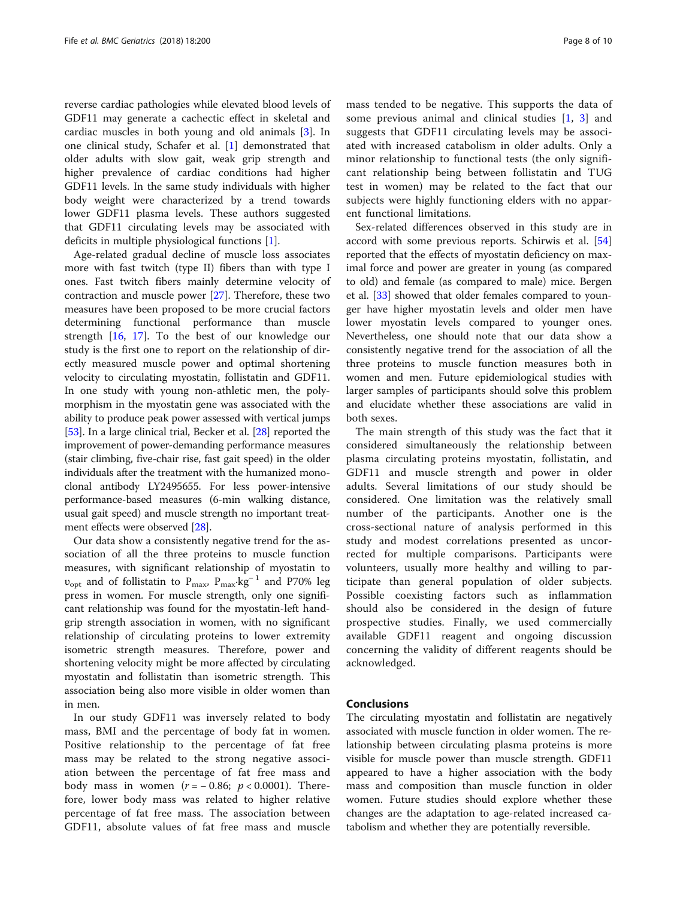reverse cardiac pathologies while elevated blood levels of GDF11 may generate a cachectic effect in skeletal and cardiac muscles in both young and old animals [3]. In one clinical study, Schafer et al. [1] demonstrated that older adults with slow gait, weak grip strength and higher prevalence of cardiac conditions had higher GDF11 levels. In the same study individuals with higher body weight were characterized by a trend towards lower GDF11 plasma levels. These authors suggested that GDF11 circulating levels may be associated with deficits in multiple physiological functions [1].

Age-related gradual decline of muscle loss associates more with fast twitch (type II) fibers than with type I ones. Fast twitch fibers mainly determine velocity of contraction and muscle power [27]. Therefore, these two measures have been proposed to be more crucial factors determining functional performance than muscle strength [16, 17]. To the best of our knowledge our study is the first one to report on the relationship of directly measured muscle power and optimal shortening velocity to circulating myostatin, follistatin and GDF11. In one study with young non-athletic men, the polymorphism in the myostatin gene was associated with the ability to produce peak power assessed with vertical jumps [53]. In a large clinical trial, Becker et al. [28] reported the improvement of power-demanding performance measures (stair climbing, five-chair rise, fast gait speed) in the older individuals after the treatment with the humanized monoclonal antibody LY2495655. For less power-intensive performance-based measures (6-min walking distance, usual gait speed) and muscle strength no important treatment effects were observed [28].

Our data show a consistently negative trend for the association of all the three proteins to muscle function measures, with significant relationship of myostatin to $\upsilon_{opt}$ and of follistatin to $P_{max}$, $P_{max} \cdot kg^{-1}$ and P70% leg press in women. For muscle strength, only one significant relationship was found for the myostatin-left handgrip strength association in women, with no significant relationship of circulating proteins to lower extremity isometric strength measures. Therefore, power and shortening velocity might be more affected by circulating myostatin and follistatin than isometric strength. This association being also more visible in older women than in men.

In our study GDF11 was inversely related to body mass, BMI and the percentage of body fat in women. Positive relationship to the percentage of fat free mass may be related to the strong negative association between the percentage of fat free mass and body mass in women ($r = -0.86$; $p < 0.0001$). Therefore, lower body mass was related to higher relative percentage of fat free mass. The association between GDF11, absolute values of fat free mass and muscle mass tended to be negative. This supports the data of some previous animal and clinical studies [1, 3] and suggests that GDF11 circulating levels may be associated with increased catabolism in older adults. Only a minor relationship to functional tests (the only significant relationship being between follistatin and TUG test in women) may be related to the fact that our subjects were highly functioning elders with no apparent functional limitations.

Sex-related differences observed in this study are in accord with some previous reports. Schirwis et al. [54] reported that the effects of myostatin deficiency on maximal force and power are greater in young (as compared to old) and female (as compared to male) mice. Bergen et al. [33] showed that older females compared to younger have higher myostatin levels and older men have lower myostatin levels compared to younger ones. Nevertheless, one should note that our data show a consistently negative trend for the association of all the three proteins to muscle function measures both in women and men. Future epidemiological studies with larger samples of participants should solve this problem and elucidate whether these associations are valid in both sexes.

The main strength of this study was the fact that it considered simultaneously the relationship between plasma circulating proteins myostatin, follistatin, and GDF11 and muscle strength and power in older adults. Several limitations of our study should be considered. One limitation was the relatively small number of the participants. Another one is the cross-sectional nature of analysis performed in this study and modest correlations presented as uncorrected for multiple comparisons. Participants were volunteers, usually more healthy and willing to participate than general population of older subjects. Possible coexisting factors such as inflammation should also be considered in the design of future prospective studies. Finally, we used commercially available GDF11 reagent and ongoing discussion concerning the validity of different reagents should be acknowledged.

## Conclusions

The circulating myostatin and follistatin are negatively associated with muscle function in older women. The relationship between circulating plasma proteins is more visible for muscle power than muscle strength. GDF11 appeared to have a higher association with the body mass and composition than muscle function in older women. Future studies should explore whether these changes are the adaptation to age-related increased catabolism and whether they are potentially reversible.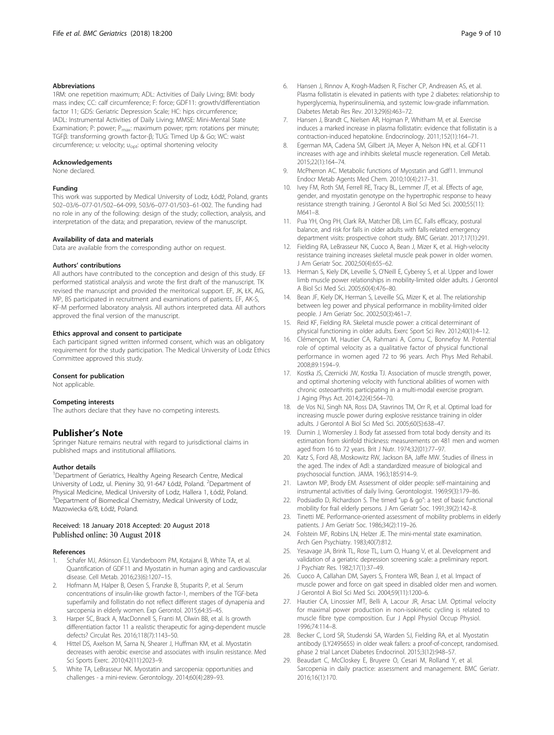#### Abbreviations

1RM: one repetition maximum; ADL: Activities of Daily Living; BMI: body mass index; CC: calf circumference; F: force; GDF11: growth/differentiation factor 11; GDS: Geriatric Depression Scale; HC: hips circumference; IADL: Instrumental Activities of Daily Living; MMSE: Mini-Mental State Examination; P: power; $P_{max}$: maximum power; rpm: rotations per minute; TGFβ: transforming growth factor-β; TUG: Timed Up & Go; WC: waist circumference; υ: velocity; $υ_{opt}$: optimal shortening velocity

#### Acknowledgements

None declared.

#### Funding

This work was supported by Medical University of Lodz, Łódź, Poland, grants 502–03/6–077-01/502–64-099, 503/6–077-01/503–61-002. The funding had no role in any of the following: design of the study; collection, analysis, and interpretation of the data; and preparation, review of the manuscript.

#### Availability of data and materials

Data are available from the corresponding author on request.

#### Authors' contributions

All authors have contributed to the conception and design of this study. EF performed statistical analysis and wrote the first draft of the manuscript. TK revised the manuscript and provided the meritorical support. EF, JK, ŁK, AG, MP, BS participated in recruitment and examinations of patients. EF, AK-S, KF-M performed laboratory analysis. All authors interpreted data. All authors approved the final version of the manuscript.

#### Ethics approval and consent to participate

Each participant signed written informed consent, which was an obligatory requirement for the study participation. The Medical University of Lodz Ethics Committee approved this study.

#### Consent for publication

Not applicable.

#### Competing interests

The authors declare that they have no competing interests.

## Publisher's Note

Springer Nature remains neutral with regard to jurisdictional claims in published maps and institutional affiliations.

#### Author details

[1]Department of Geriatrics, Healthy Ageing Research Centre, Medical University of Lodz, ul. Pieniny 30, 91-647 Łódź, Poland. [2]Department of Physical Medicine, Medical University of Lodz, Hallera 1, Łódź, Poland. [3]Department of Biomedical Chemistry, Medical University of Lodz, Mazowiecka 6/8, Łódź, Poland.

Received: 18 January 2018 Accepted: 20 August 2018
Published online: 30 August 2018

#### References

1. Schafer MJ, Atkinson EJ, Vanderboom PM, Kotajarvi B, White TA, et al. Quantification of GDF11 and Myostatin in human aging and cardiovascular disease. Cell Metab. 2016;23(6):1207–15.
2. Hofmann M, Halper B, Oesen S, Franzke B, Stuparits P, et al. Serum concentrations of insulin-like growth factor-1, members of the TGF-beta superfamily and follistatin do not reflect different stages of dynapenia and sarcopenia in elderly women. Exp Gerontol. 2015;64:35–45.
3. Harper SC, Brack A, MacDonnell S, Franti M, Olwin BB, et al. Is growth differentiation factor 11 a realistic therapeutic for aging-dependent muscle defects? Circulat Res. 2016;118(7):1143–50.
4. Hittel DS, Axelson M, Sarna N, Shearer J, Huffman KM, et al. Myostatin decreases with aerobic exercise and associates with insulin resistance. Med Sci Sports Exerc. 2010;42(11):2023–9.
5. White TA, LeBrasseur NK. Myostatin and sarcopenia: opportunities and challenges - a mini-review. Gerontology. 2014;60(4):289–93.
6. Hansen J, Rinnov A, Krogh-Madsen R, Fischer CP, Andreasen AS, et al. Plasma follistatin is elevated in patients with type 2 diabetes: relationship to hyperglycemia, hyperinsulinemia, and systemic low-grade inflammation. Diabetes Metab Res Rev. 2013;29(6):463–72.
7. Hansen J, Brandt C, Nielsen AR, Hojman P, Whitham M, et al. Exercise induces a marked increase in plasma follistatin: evidence that follistatin is a contraction-induced hepatokine. Endocrinology. 2011;152(1):164–71.
8. Egerman MA, Cadena SM, Gilbert JA, Meyer A, Nelson HN, et al. GDF11 increases with age and inhibits skeletal muscle regeneration. Cell Metab. 2015;22(1):164–74.
9. McPherron AC. Metabolic functions of Myostatin and Gdf11. Immunol Endocr Metab Agents Med Chem. 2010;10(4):217–31.
10. Ivey FM, Roth SM, Ferrell RE, Tracy BL, Lemmer JT, et al. Effects of age, gender, and myostatin genotype on the hypertrophic response to heavy resistance strength training. J Gerontol A Biol Sci Med Sci. 2000;55(11): M641–8.
11. Pua YH, Ong PH, Clark RA, Matcher DB, Lim EC. Falls efficacy, postural balance, and risk for falls in older adults with falls-related emergency department visits: prospective cohort study. BMC Geriatr. 2017;17(1):291.
12. Fielding RA, LeBrasseur NK, Cuoco A, Bean J, Mizer K, et al. High-velocity resistance training increases skeletal muscle peak power in older women. J Am Geriatr Soc. 2002;50(4):655–62.
13. Herman S, Kiely DK, Leveille S, O'Neill E, Cyberey S, et al. Upper and lower limb muscle power relationships in mobility-limited older adults. J Gerontol A Biol Sci Med Sci. 2005;60(4):476–80.
14. Bean JF, Kiely DK, Herman S, Leveille SG, Mizer K, et al. The relationship between leg power and physical performance in mobility-limited older people. J Am Geriatr Soc. 2002;50(3):461–7.
15. Reid KF, Fielding RA. Skeletal muscle power: a critical determinant of physical functioning in older adults. Exerc Sport Sci Rev. 2012;40(1):4–12.
16. Clémençon M, Hautier CA, Rahmani A, Cornu C, Bonnefoy M. Potential role of optimal velocity as a qualitative factor of physical functional performance in women aged 72 to 96 years. Arch Phys Med Rehabil. 2008;89:1594–9.
17. Kostka JS, Czernicki JW, Kostka TJ. Association of muscle strength, power, and optimal shortening velocity with functional abilities of women with chronic osteoarthritis participating in a multi-modal exercise program. J Aging Phys Act. 2014;22(4):564–70.
18. de Vos NJ, Singh NA, Ross DA, Stavrinos TM, Orr R, et al. Optimal load for increasing muscle power during explosive resistance training in older adults. J Gerontol A Biol Sci Med Sci. 2005;60(5):638–47.
19. Durnin J, Womersley J. Body fat assessed from total body density and its estimation from skinfold thickness: measurements on 481 men and women aged from 16 to 72 years. Brit J Nutr. 1974;32(01):77–97.
20. Katz S, Ford AB, Moskowitz RW, Jackson BA, Jaffe MW. Studies of illness in the aged. The index of Adl: a standardized measure of biological and psychosocial function. JAMA. 1963;185:914–9.
21. Lawton MP, Brody EM. Assessment of older people: self-maintaining and instrumental activities of daily living. Gerontologist. 1969;9(3):179–86.
22. Podsiadlo D, Richardson S. The timed "up & go": a test of basic functional mobility for frail elderly persons. J Am Geriatr Soc. 1991;39(2):142–8.
23. Tinetti ME. Performance-oriented assessment of mobility problems in elderly patients. J Am Geriatr Soc. 1986;34(2):119–26.
24. Folstein MF, Robins LN, Helzer JE. The mini-mental state examination. Arch Gen Psychiatry. 1983;40(7):812.
25. Yesavage JA, Brink TL, Rose TL, Lum O, Huang V, et al. Development and validation of a geriatric depression screening scale: a preliminary report. J Psychiatr Res. 1982;17(1):37–49.
26. Cuoco A, Callahan DM, Sayers S, Frontera WR, Bean J, et al. Impact of muscle power and force on gait speed in disabled older men and women. J Gerontol A Biol Sci Med Sci. 2004;59(11):1200–6.
27. Hautier CA, Linossier MT, Belli A, Lacour JR, Arsac LM. Optimal velocity for maximal power production in non-isokinetic cycling is related to muscle fibre type composition. Eur J Appl Physiol Occup Physiol. 1996;74:114–8.
28. Becker C, Lord SR, Studenski SA, Warden SJ, Fielding RA, et al. Myostatin antibody (LY2495655) in older weak fallers: a proof-of-concept, randomised, phase 2 trial Lancet Diabetes Endocrinol. 2015;3(12):948–57.
29. Beaudart C, McCloskey E, Bruyere O, Cesari M, Rolland Y, et al. Sarcopenia in daily practice: assessment and management. BMC Geriatr. 2016;16(1):170.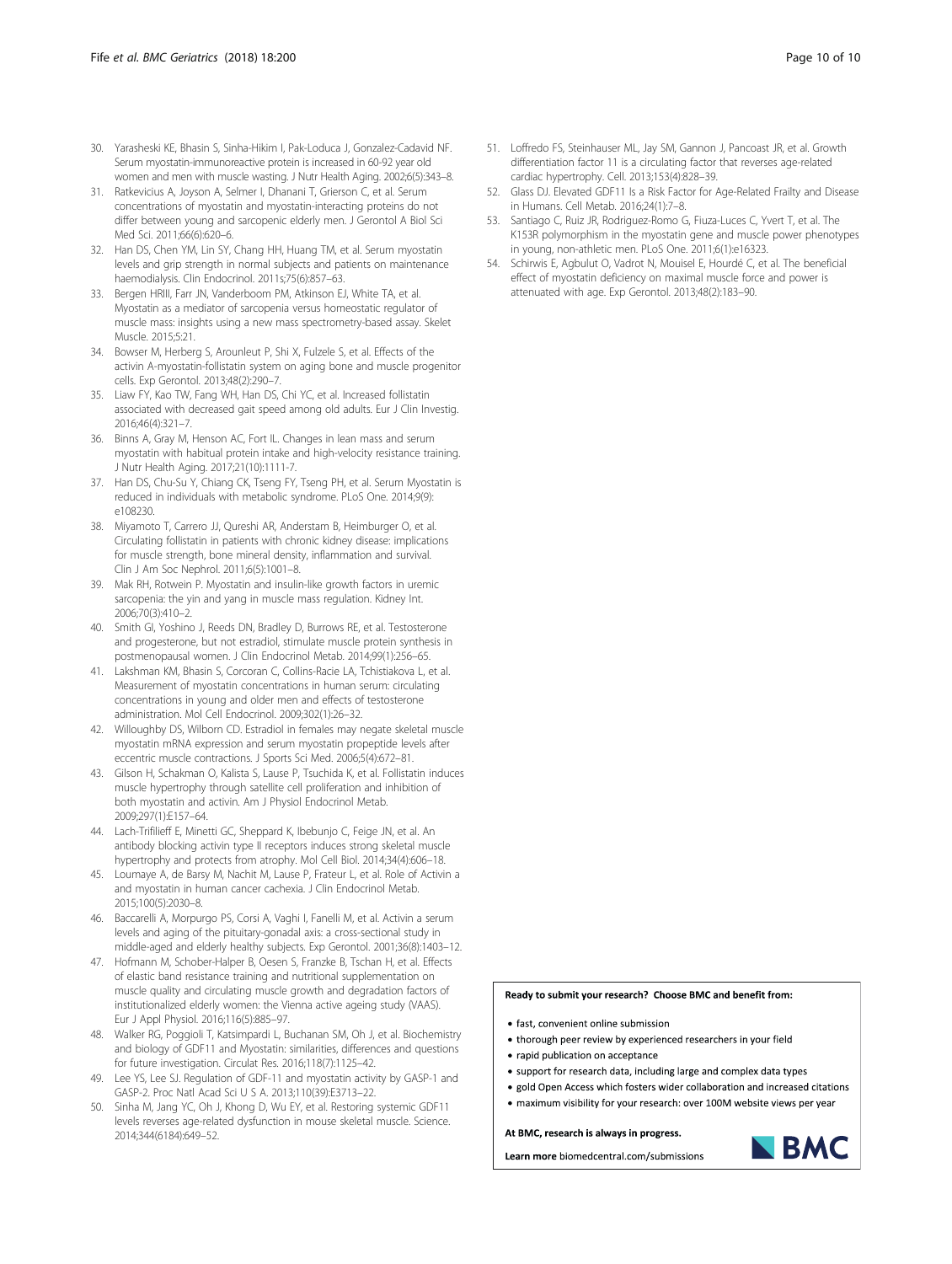30. Yarasheski KE, Bhasin S, Sinha-Hikim I, Pak-Loduca J, Gonzalez-Cadavid NF. Serum myostatin-immunoreactive protein is increased in 60-92 year old women and men with muscle wasting. J Nutr Health Aging. 2002;6(5):343–8.
31. Ratkevicius A, Joyson A, Selmer I, Dhanani T, Grierson C, et al. Serum concentrations of myostatin and myostatin-interacting proteins do not differ between young and sarcopenic elderly men. J Gerontol A Biol Sci Med Sci. 2011;66(6):620–6.
32. Han DS, Chen YM, Lin SY, Chang HH, Huang TM, et al. Serum myostatin levels and grip strength in normal subjects and patients on maintenance haemodialysis. Clin Endocrinol. 2011s;75(6):857–63.
33. Bergen HRIII, Farr JN, Vanderboom PM, Atkinson EJ, White TA, et al. Myostatin as a mediator of sarcopenia versus homeostatic regulator of muscle mass: insights using a new mass spectrometry-based assay. Skelet Muscle. 2015;5:21.
34. Bowser M, Herberg S, Arounleut P, Shi X, Fulzele S, et al. Effects of the activin A-myostatin-follistatin system on aging bone and muscle progenitor cells. Exp Gerontol. 2013;48(2):290–7.
35. Liaw FY, Kao TW, Fang WH, Han DS, Chi YC, et al. Increased follistatin associated with decreased gait speed among old adults. Eur J Clin Investig. 2016;46(4):321–7.
36. Binns A, Gray M, Henson AC, Fort IL. Changes in lean mass and serum myostatin with habitual protein intake and high-velocity resistance training. J Nutr Health Aging. 2017;21(10):1111-7.
37. Han DS, Chu-Su Y, Chiang CK, Tseng FY, Tseng PH, et al. Serum Myostatin is reduced in individuals with metabolic syndrome. PLoS One. 2014;9(9): e108230.
38. Miyamoto T, Carrero JJ, Qureshi AR, Anderstam B, Heimburger O, et al. Circulating follistatin in patients with chronic kidney disease: implications for muscle strength, bone mineral density, inflammation and survival. Clin J Am Soc Nephrol. 2011;6(5):1001–8.
39. Mak RH, Rotwein P. Myostatin and insulin-like growth factors in uremic sarcopenia: the yin and yang in muscle mass regulation. Kidney Int. 2006;70(3):410–2.
40. Smith GI, Yoshino J, Reeds DN, Bradley D, Burrows RE, et al. Testosterone and progesterone, but not estradiol, stimulate muscle protein synthesis in postmenopausal women. J Clin Endocrinol Metab. 2014;99(1):256–65.
41. Lakshman KM, Bhasin S, Corcoran C, Collins-Racie LA, Tchistiakova L, et al. Measurement of myostatin concentrations in human serum: circulating concentrations in young and older men and effects of testosterone administration. Mol Cell Endocrinol. 2009;302(1):26–32.
42. Willoughby DS, Wilborn CD. Estradiol in females may negate skeletal muscle myostatin mRNA expression and serum myostatin propeptide levels after eccentric muscle contractions. J Sports Sci Med. 2006;5(4):672–81.
43. Gilson H, Schakman O, Kalista S, Lause P, Tsuchida K, et al. Follistatin induces muscle hypertrophy through satellite cell proliferation and inhibition of both myostatin and activin. Am J Physiol Endocrinol Metab. 2009;297(1):E157–64.
44. Lach-Trifilieff E, Minetti GC, Sheppard K, Ibebunjo C, Feige JN, et al. An antibody blocking activin type II receptors induces strong skeletal muscle hypertrophy and protects from atrophy. Mol Cell Biol. 2014;34(4):606–18.
45. Loumaye A, de Barsy M, Nachit M, Lause P, Frateur L, et al. Role of Activin a and myostatin in human cancer cachexia. J Clin Endocrinol Metab. 2015;100(5):2030–8.
46. Baccarelli A, Morpurgo PS, Corsi A, Vaghi I, Fanelli M, et al. Activin a serum levels and aging of the pituitary-gonadal axis: a cross-sectional study in middle-aged and elderly healthy subjects. Exp Gerontol. 2001;36(8):1403–12.
47. Hofmann M, Schober-Halper B, Oesen S, Franzke B, Tschan H, et al. Effects of elastic band resistance training and nutritional supplementation on muscle quality and circulating muscle growth and degradation factors of institutionalized elderly women: the Vienna active ageing study (VAAS). Eur J Appl Physiol. 2016;116(5):885–97.
48. Walker RG, Poggioli T, Katsimpardi L, Buchanan SM, Oh J, et al. Biochemistry and biology of GDF11 and Myostatin: similarities, differences and questions for future investigation. Circulat Res. 2016;118(7):1125–42.
49. Lee YS, Lee SJ. Regulation of GDF-11 and myostatin activity by GASP-1 and GASP-2. Proc Natl Acad Sci U S A. 2013;110(39):E3713–22.
50. Sinha M, Jang YC, Oh J, Khong D, Wu EY, et al. Restoring systemic GDF11 levels reverses age-related dysfunction in mouse skeletal muscle. Science. 2014;344(6184):649–52.
51. Loffredo FS, Steinhauser ML, Jay SM, Gannon J, Pancoast JR, et al. Growth differentiation factor 11 is a circulating factor that reverses age-related cardiac hypertrophy. Cell. 2013;153(4):828–39.
52. Glass DJ. Elevated GDF11 Is a Risk Factor for Age-Related Frailty and Disease in Humans. Cell Metab. 2016;24(1):7–8.
53. Santiago C, Ruiz JR, Rodriguez-Romo G, Fiuza-Luces C, Yvert T, et al. The K153R polymorphism in the myostatin gene and muscle power phenotypes in young, non-athletic men. PLoS One. 2011;6(1):e16323.
54. Schirwis E, Agbulut O, Vadrot N, Mouisel E, Hourdé C, et al. The beneficial effect of myostatin deficiency on maximal muscle force and power is attenuated with age. Exp Gerontol. 2013;48(2):183–90.

**Ready to submit your research? Choose BMC and benefit from:**

- fast, convenient online submission
- thorough peer review by experienced researchers in your field
- rapid publication on acceptance
- support for research data, including large and complex data types
- gold Open Access which fosters wider collaboration and increased citations
- maximum visibility for your research: over 100M website views per year

**At BMC, research is always in progress.**

**Learn more** biomedcentral.com/submissions

BMC